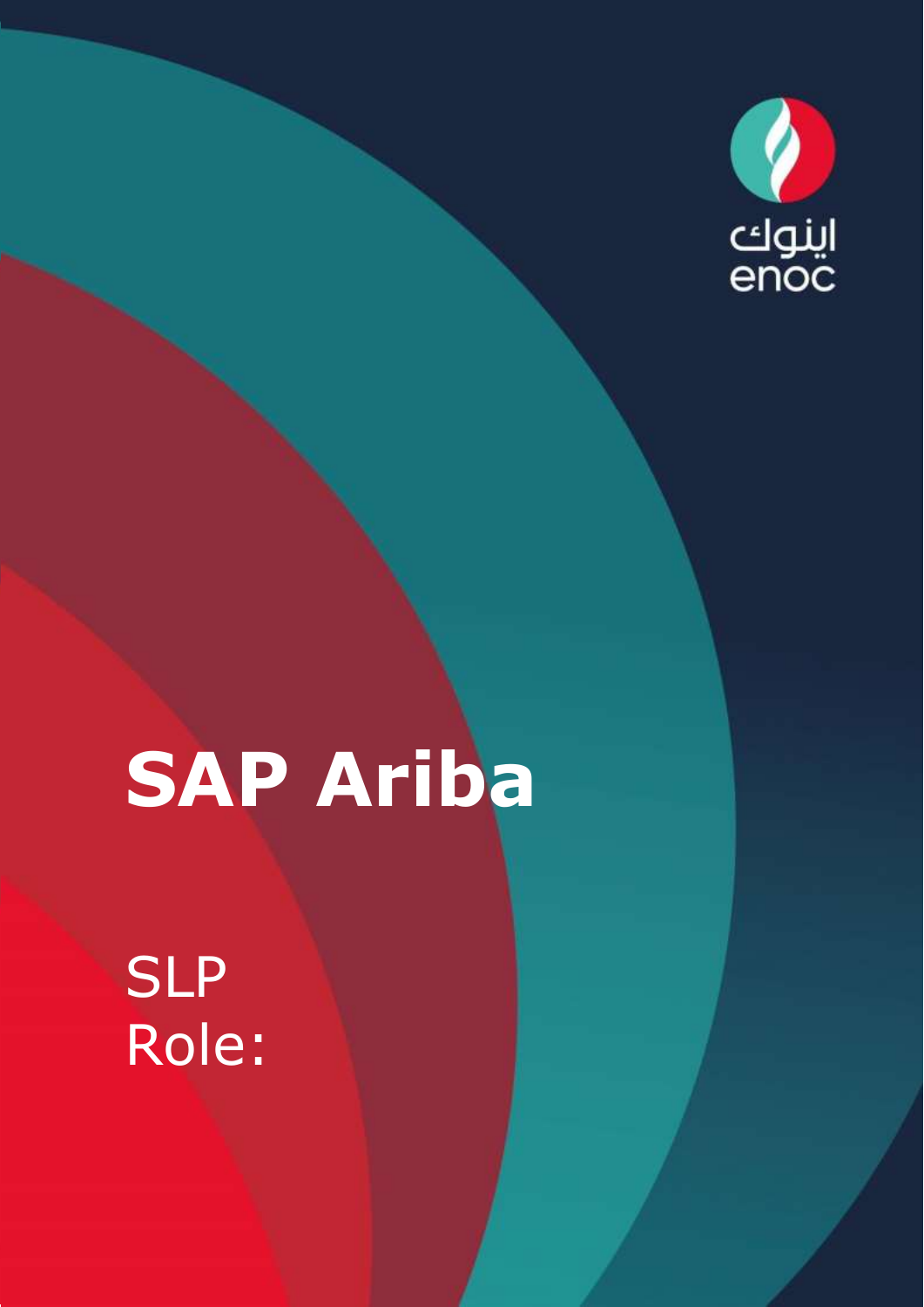اينوك
enoc

# SAP Ariba

SLP
Role: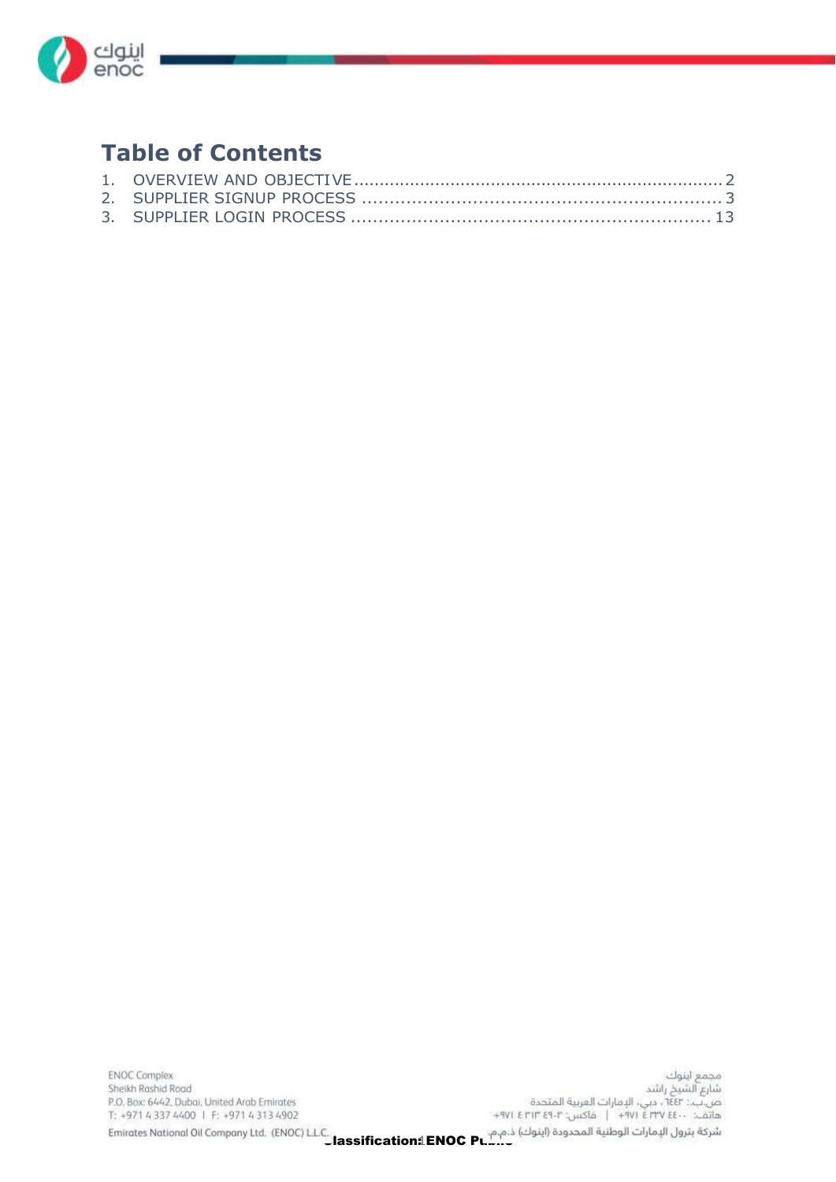# Table of Contents

1. OVERVIEW AND OBJECTIVE........................................................................2
2. SUPPLIER SIGNUP PROCESS ..................................................................3
3. SUPPLIER LOGIN PROCESS .................................................................13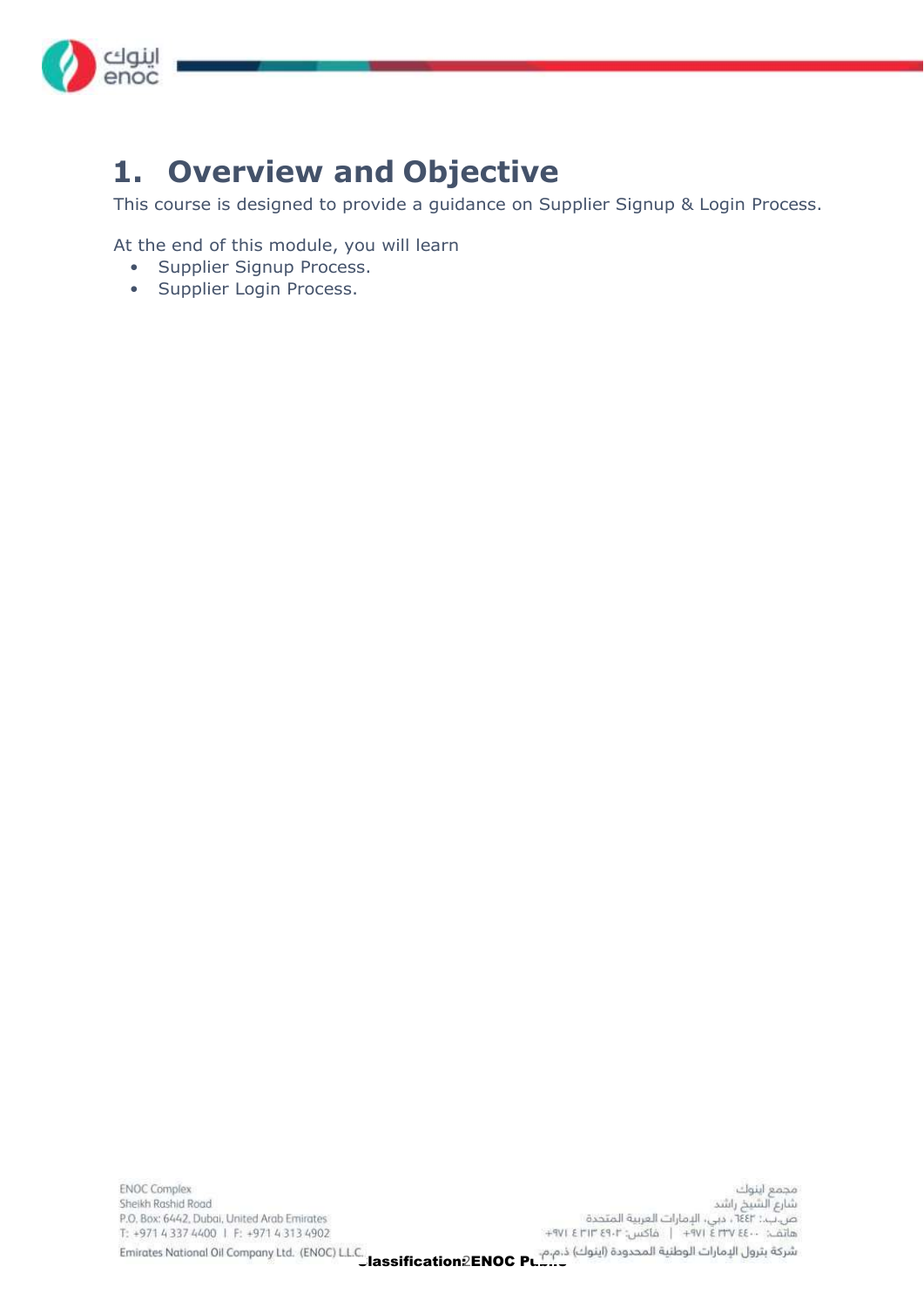# 1. Overview and Objective

This course is designed to provide a guidance on Supplier Signup & Login Process.

At the end of this module, you will learn

- Supplier Signup Process.
- Supplier Login Process.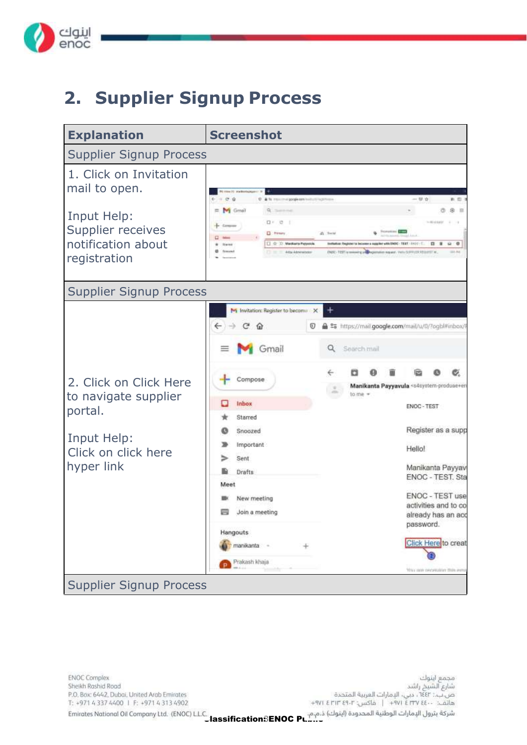## 2. Supplier Signup Process

| Explanation | Screenshot |
|---|---|
| Supplier Signup Process | |
| 1. Click on Invitation mail to open.<br><br>Input Help:<br>Supplier receives notification about registration | |
| Supplier Signup Process | |
| 2. Click on Click Here to navigate supplier portal.<br><br>Input Help:<br>Click on click here hyper link | |
| Supplier Signup Process | |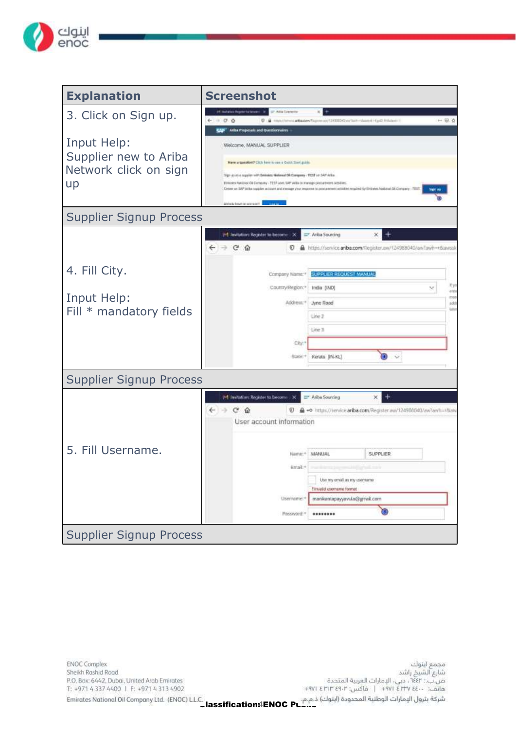| Explanation | Screenshot |
|---|---|
| 3. Click on Sign up.<br><br>Input Help:<br>Supplier new to Ariba Network click on sign up | |
| Supplier Signup Process | |
| 4. Fill City.<br><br>Input Help:<br>Fill * mandatory fields | |
| Supplier Signup Process | |
| 5. Fill Username. | |
| Supplier Signup Process | |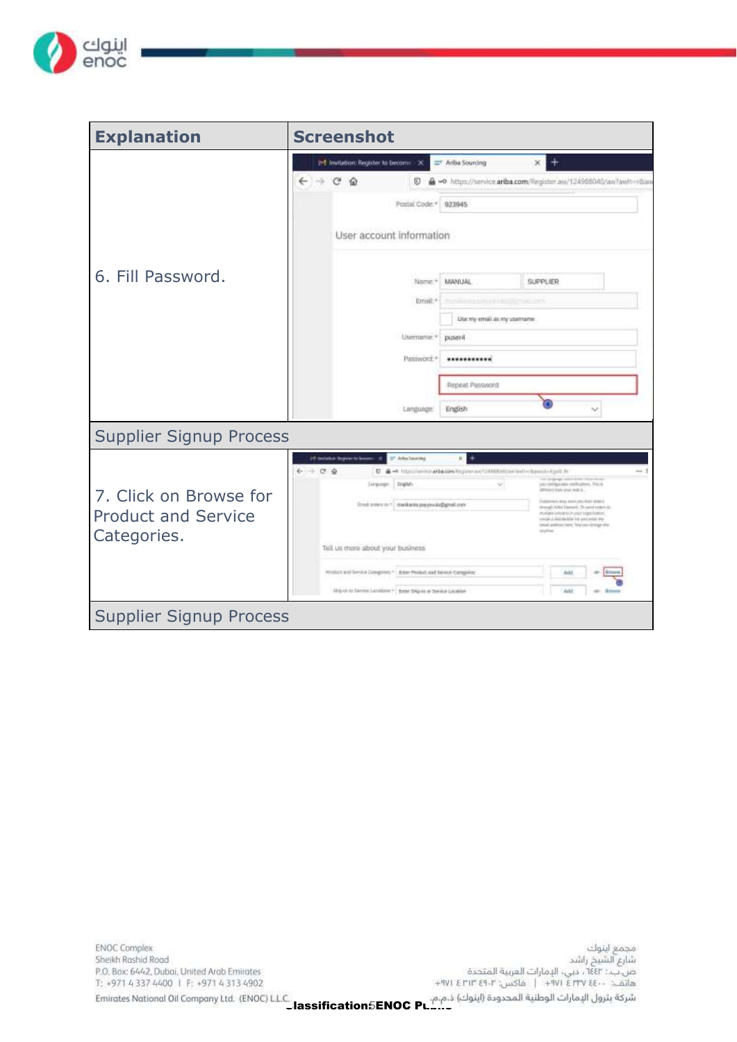| Explanation | Screenshot |
| --- | --- |
| 6. Fill Password. | |
| Supplier Signup Process | |
| 7. Click on Browse for Product and Service Categories. | |
| Supplier Signup Process | |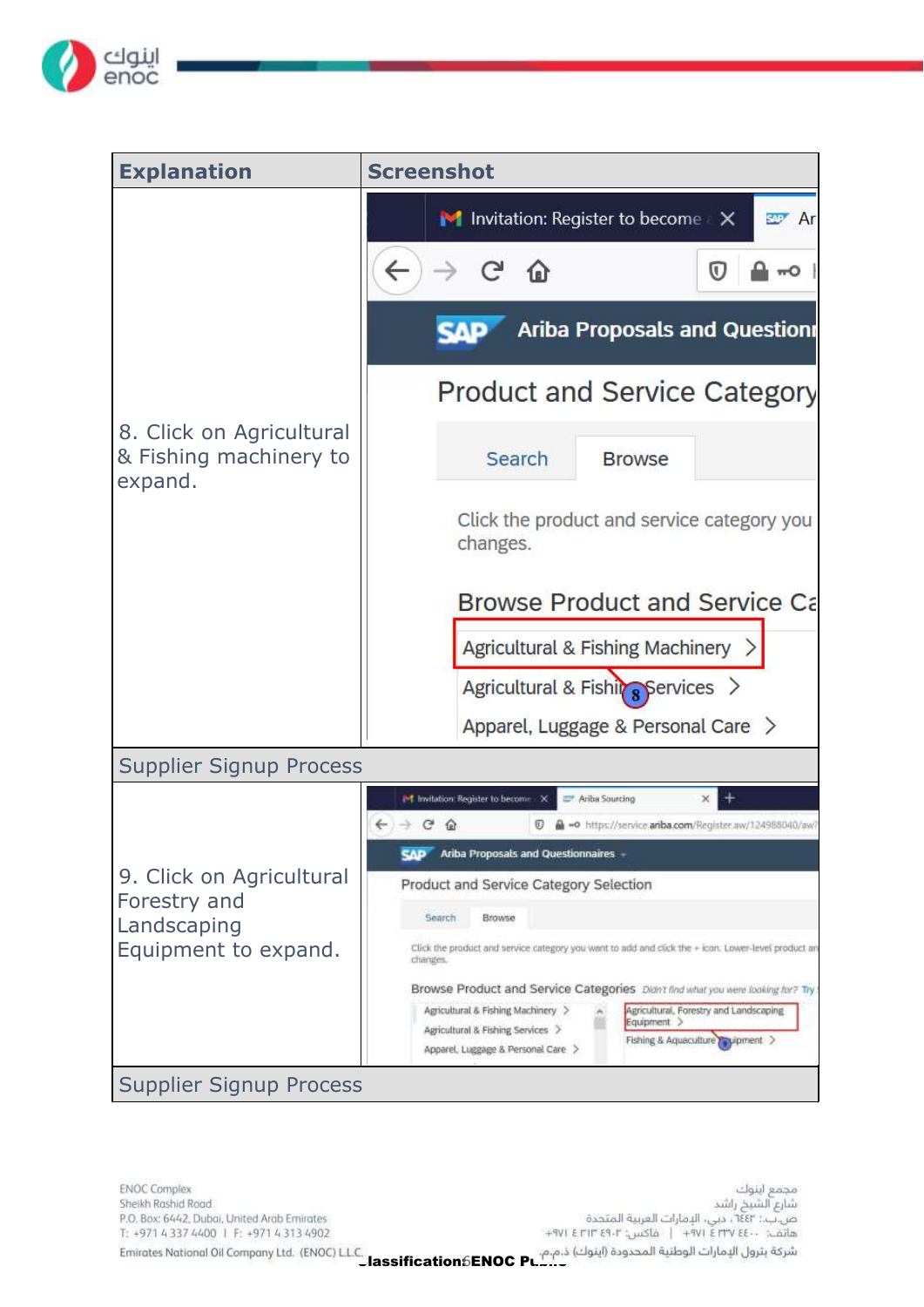| Explanation | Screenshot |
|---|---|
| 8. Click on Agricultural & Fishing machinery to expand. | |
| Supplier Signup Process | |
| 9. Click on Agricultural Forestry and Landscaping Equipment to expand. | |
| Supplier Signup Process | |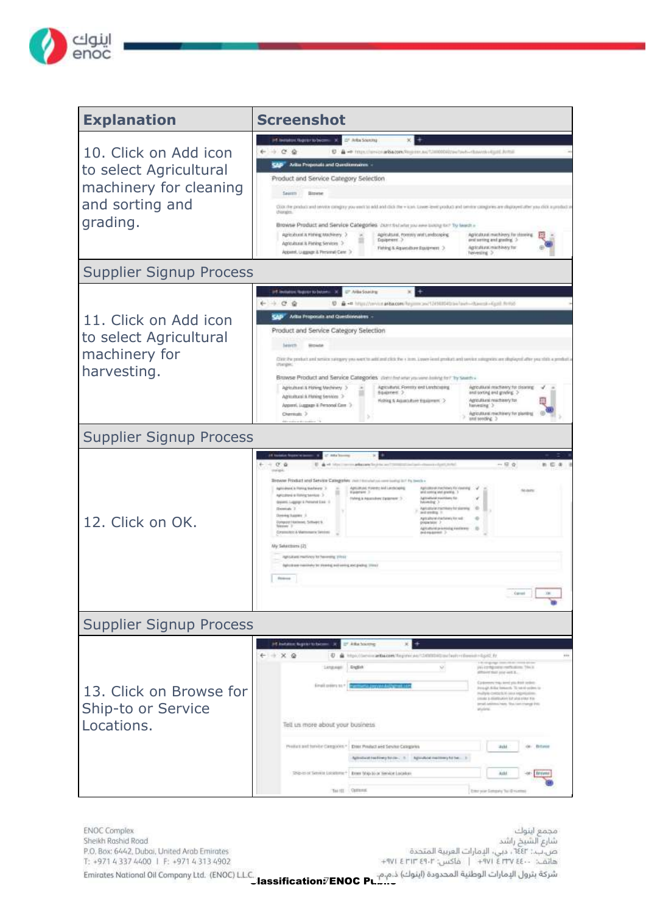| Explanation | Screenshot |
| --- | --- |
| 10. Click on Add icon to select Agricultural machinery for cleaning and sorting and grading. | |
| **Supplier Signup Process** | |
| 11. Click on Add icon to select Agricultural machinery for harvesting. | |
| **Supplier Signup Process** | |
| 12. Click on OK. | |
| **Supplier Signup Process** | |
| 13. Click on Browse for Ship-to or Service Locations. | |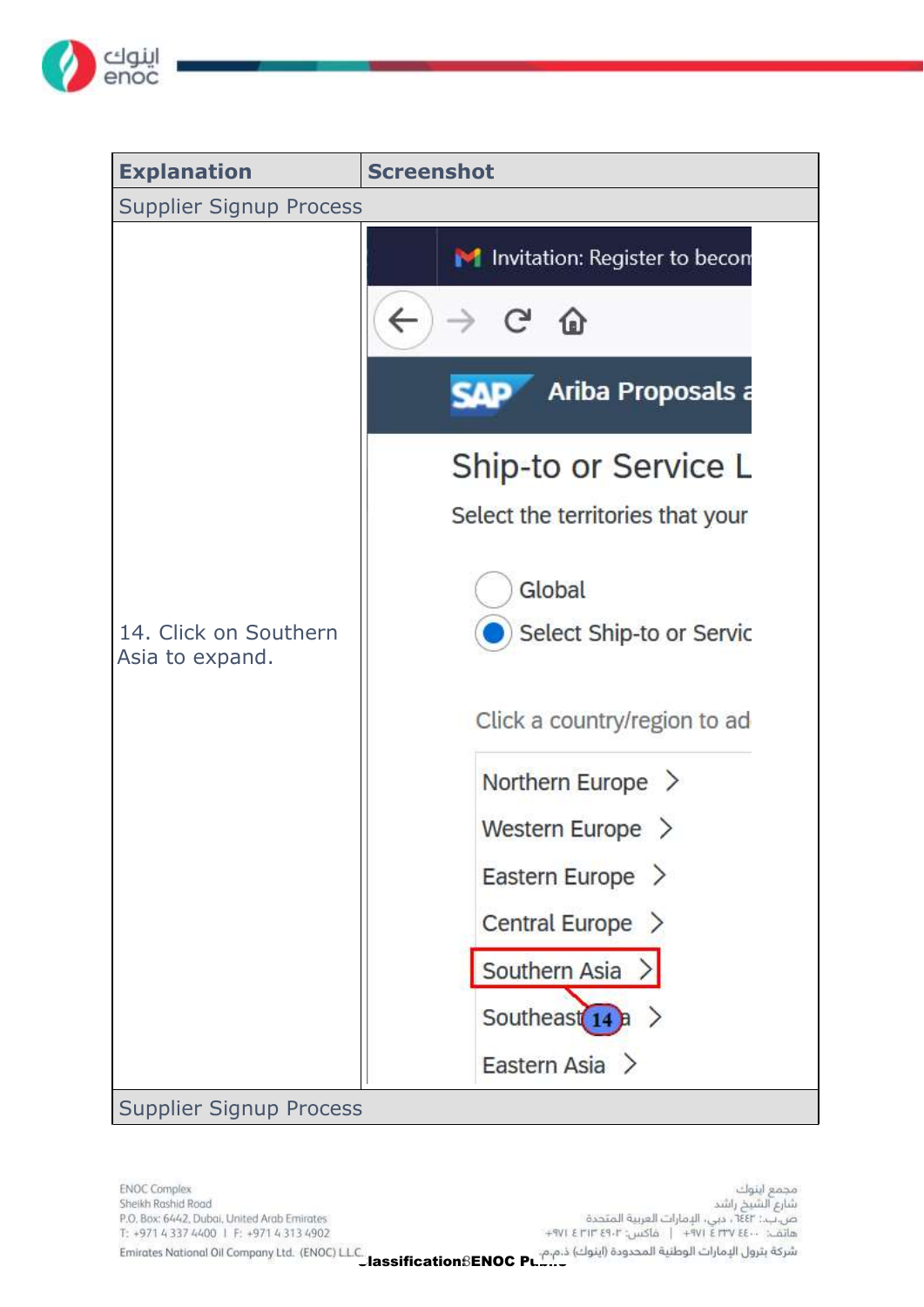| Explanation | Screenshot |
| --- | --- |
| Supplier Signup Process | |
| 14. Click on Southern Asia to expand. | |
| Supplier Signup Process | |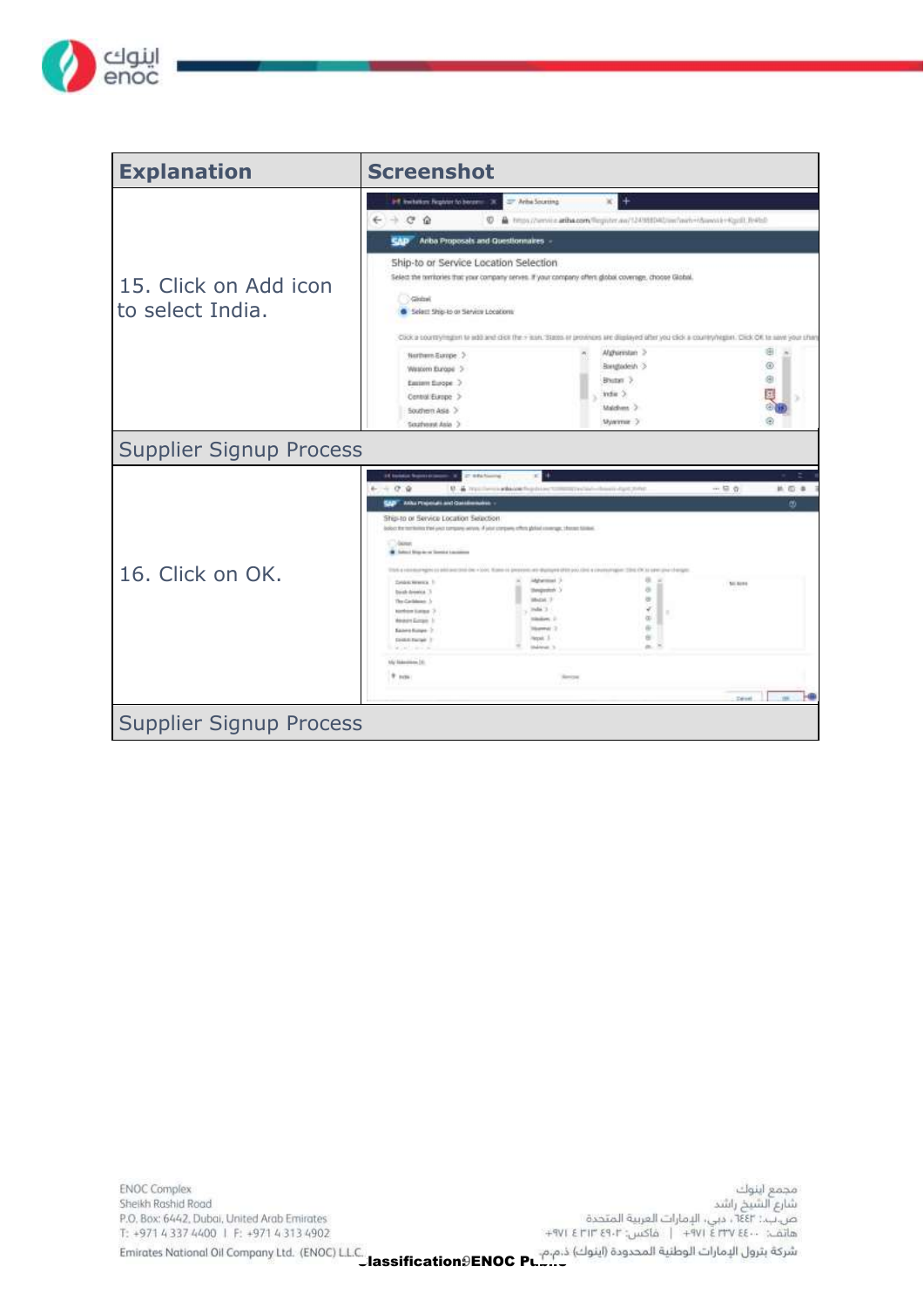| Explanation | Screenshot |
| --- | --- |
| 15. Click on Add icon to select India. | |
| Supplier Signup Process | |
| 16. Click on OK. | |
| Supplier Signup Process | |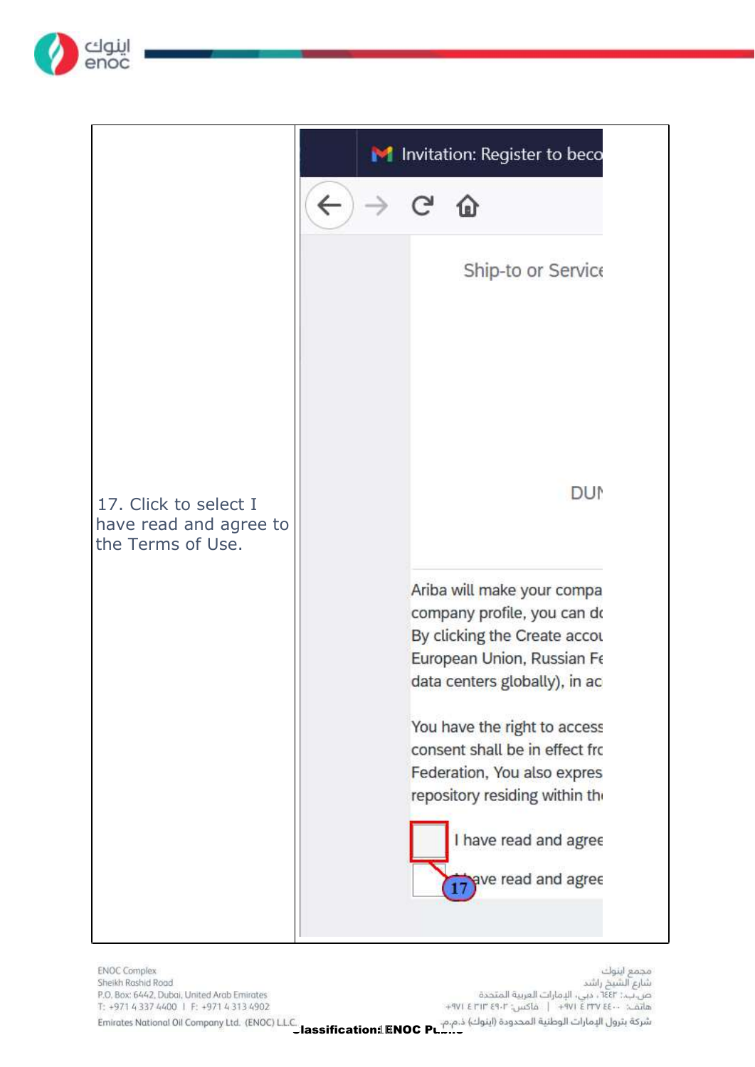| | |
|---|---|
| 17. Click to select I have read and agree to the Terms of Use. | Invitation: Register to beco<br><br>Ship-to or Service<br><br>DUN<br><br>Ariba will make your compa company profile, you can do By clicking the Create accou European Union, Russian Fe data centers globally), in ac<br><br>You have the right to access consent shall be in effect fro Federation, You also expres repository residing within th<br><br>I have read and agree<br><br>I have read and agree<br><br>17 |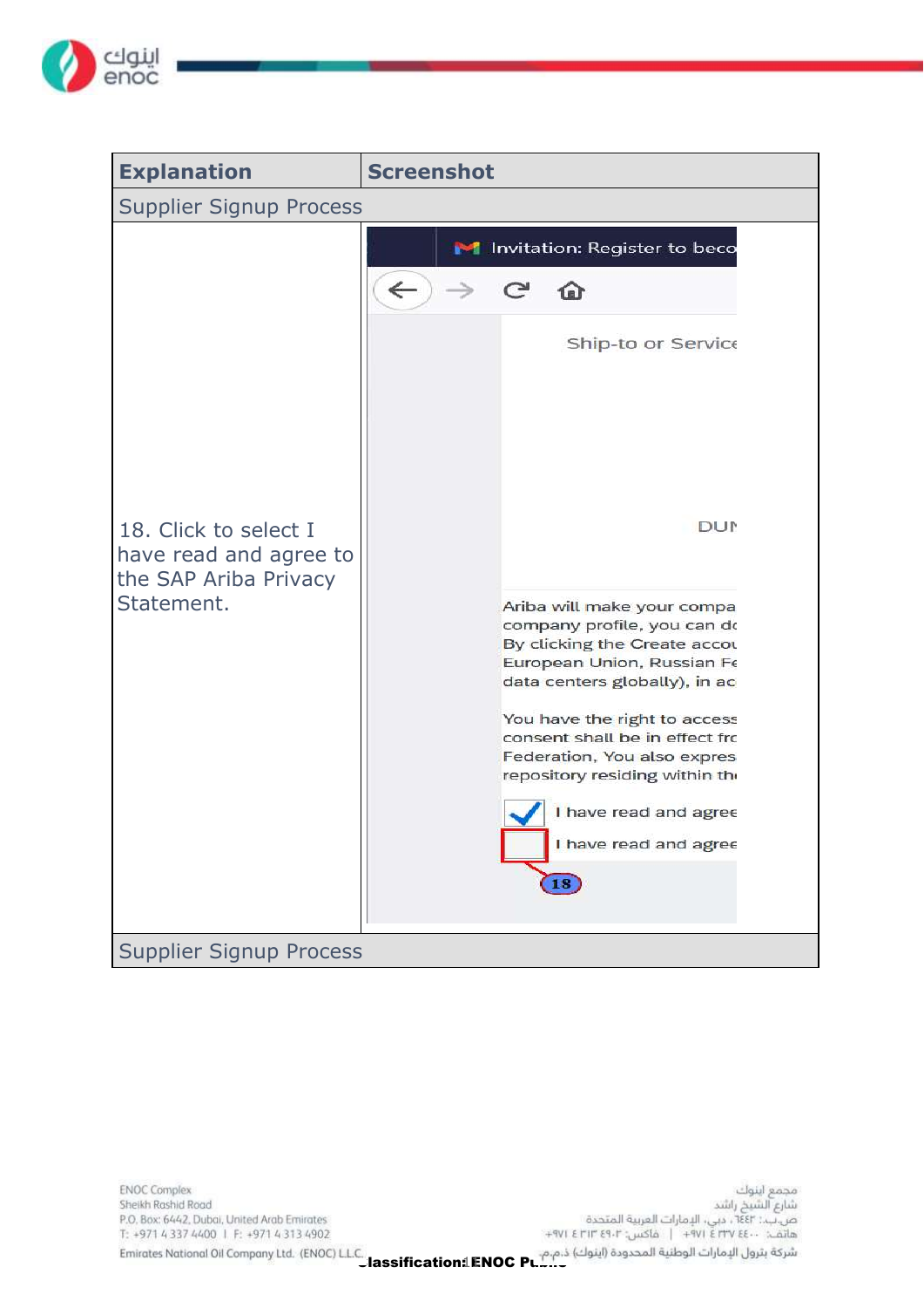| Explanation | Screenshot |
| --- | --- |
| Supplier Signup Process | |
| 18. Click to select I have read and agree to the SAP Ariba Privacy Statement. | |
| Supplier Signup Process | |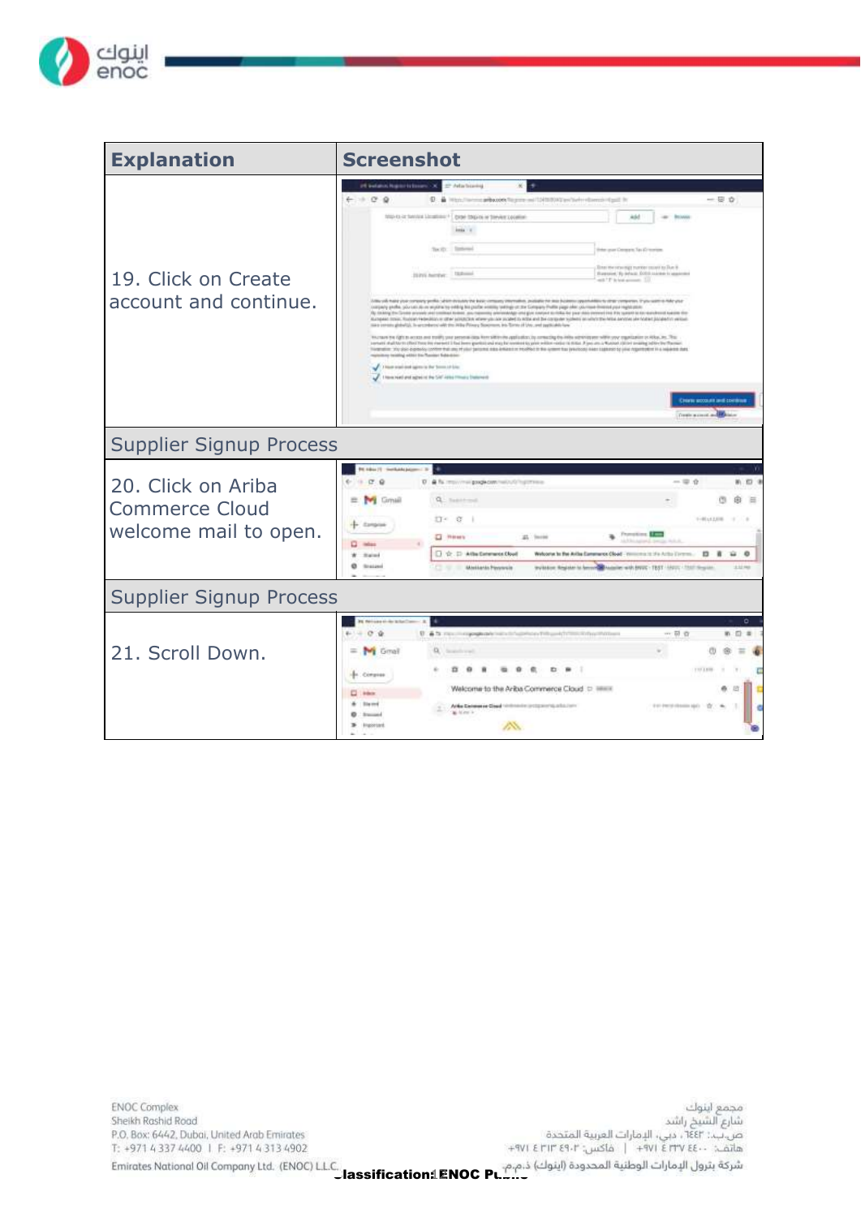| Explanation | Screenshot |
| --- | --- |
| 19. Click on Create account and continue. | |
| Supplier Signup Process | |
| 20. Click on Ariba Commerce Cloud welcome mail to open. | |
| Supplier Signup Process | |
| 21. Scroll Down. | |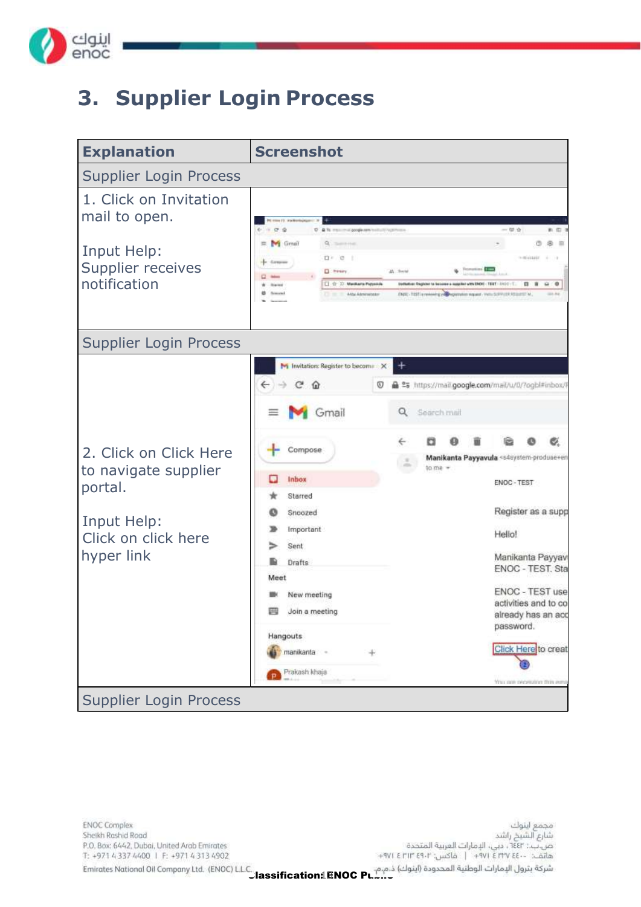# 3. Supplier Login Process

| Explanation | Screenshot |
|---|---|
| Supplier Login Process | |
| 1. Click on Invitation mail to open.<br><br>Input Help:<br>Supplier receives notification | |
| Supplier Login Process | |
| 2. Click on Click Here to navigate supplier portal.<br><br>Input Help:<br>Click on click here hyper link | |
| Supplier Login Process | |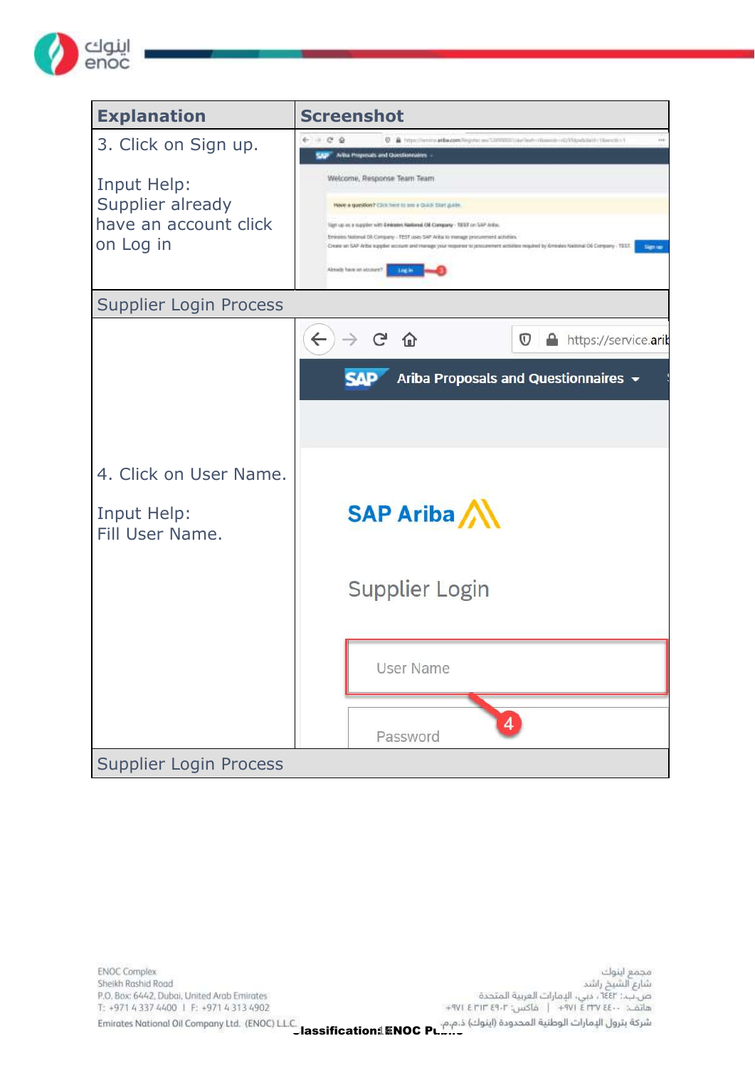| Explanation | Screenshot |
| --- | --- |
| 3. Click on Sign up.<br><br>Input Help:<br>Supplier already have an account click on Log in | |
| Supplier Login Process | |
| 4. Click on User Name.<br><br>Input Help:<br>Fill User Name. | |
| Supplier Login Process | |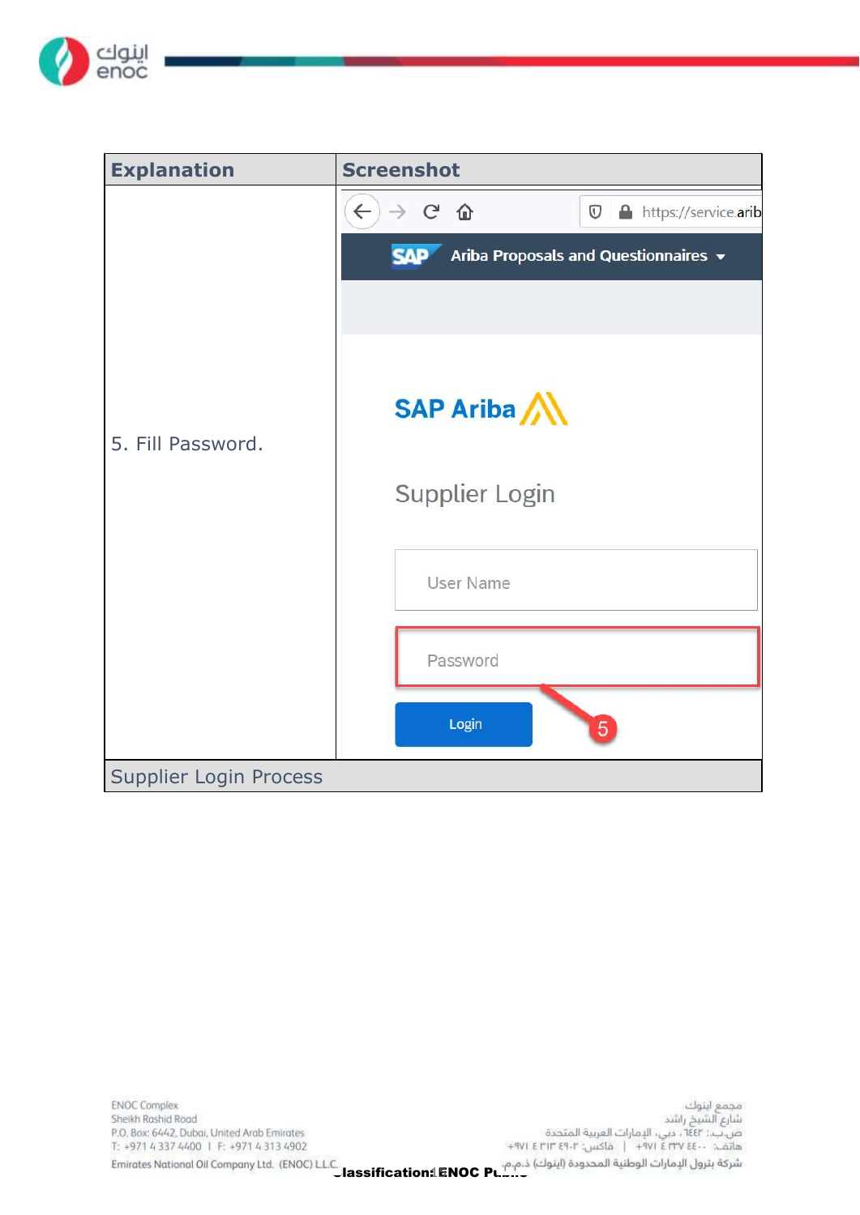| Explanation | Screenshot |
| --- | --- |
| 5. Fill Password. | https://service.arib<br>SAP Ariba Proposals and Questionnaires<br>SAP Ariba<br>Supplier Login<br>User Name<br>Password<br>Login<br>5 |
| Supplier Login Process | |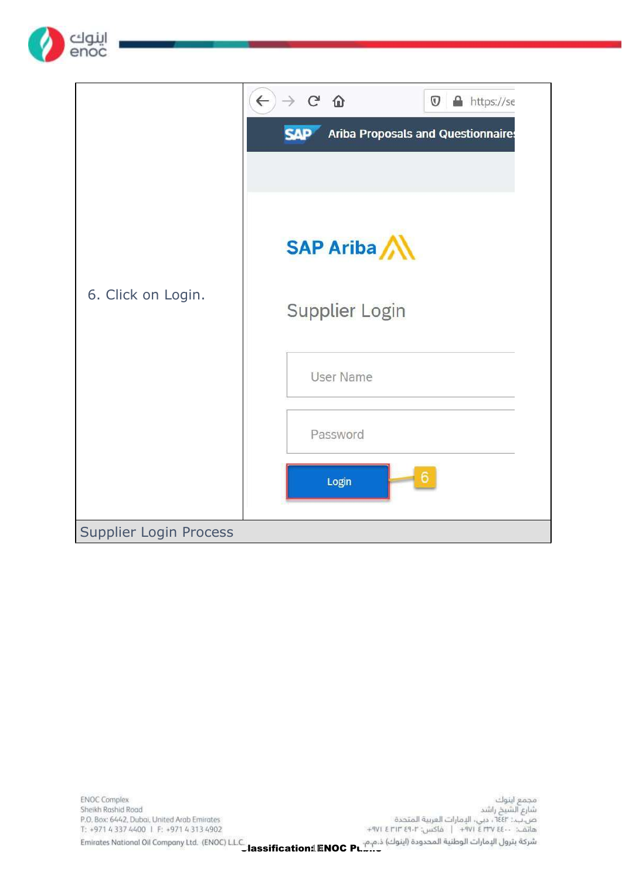| | |
|---|---|
| 6. Click on Login. | |
| Supplier Login Process | |